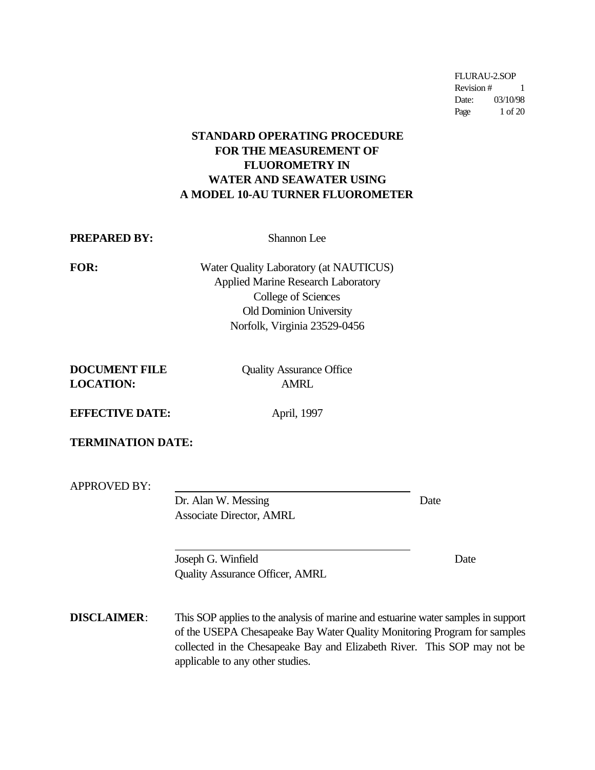FLURAU-2.SOP
Revision # 1
Date: 03/10/98

# STANDARD OPERATING PROCEDURE FOR THE MEASUREMENT OF FLUOROMETRY IN WATER AND SEAWATER USING A MODEL 10-AU TURNER FLUOROMETER

**PREPARED BY:** Shannon Lee

**FOR:** Water Quality Laboratory (at NAUTICUS)
Applied Marine Research Laboratory
College of Sciences
Old Dominion University
Norfolk, Virginia 23529-0456

**DOCUMENT FILE LOCATION:** Quality Assurance Office
AMRL

**EFFECTIVE DATE:** April, 1997

**TERMINATION DATE:**

APPROVED BY:

\_\_\_\_\_\_\_\_\_\_\_\_\_\_\_\_\_\_\_\_\_\_\_\_\_\_\_\_\_\_\_\_\_\_\_\_\_\_\_\_
Dr. Alan W. Messing Date
Associate Director, AMRL

\_\_\_\_\_\_\_\_\_\_\_\_\_\_\_\_\_\_\_\_\_\_\_\_\_\_\_\_\_\_\_\_\_\_\_\_\_\_\_\_
Joseph G. Winfield Date
Quality Assurance Officer, AMRL

**DISCLAIMER**: This SOP applies to the analysis of marine and estuarine water samples in support of the USEPA Chesapeake Bay Water Quality Monitoring Program for samples collected in the Chesapeake Bay and Elizabeth River. This SOP may not be applicable to any other studies.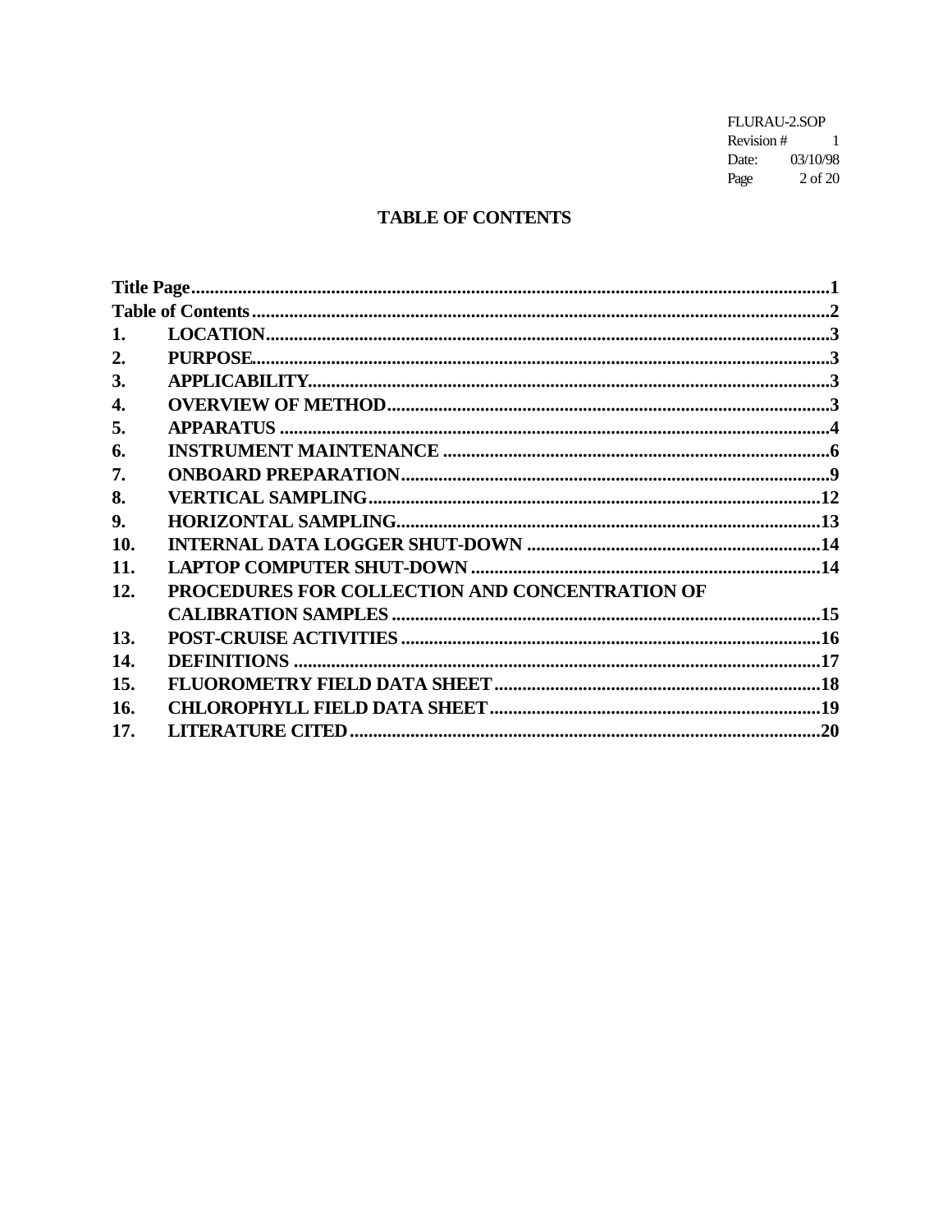# TABLE OF CONTENTS

| | | |
|---|---|---|
| **Title Page** | | **1** |
| **Table of Contents** | | **2** |
| **1.** | **LOCATION** | **3** |
| **2.** | **PURPOSE** | **3** |
| **3.** | **APPLICABILITY** | **3** |
| **4.** | **OVERVIEW OF METHOD** | **3** |
| **5.** | **APPARATUS** | **4** |
| **6.** | **INSTRUMENT MAINTENANCE** | **6** |
| **7.** | **ONBOARD PREPARATION** | **9** |
| **8.** | **VERTICAL SAMPLING** | **12** |
| **9.** | **HORIZONTAL SAMPLING** | **13** |
| **10.** | **INTERNAL DATA LOGGER SHUT-DOWN** | **14** |
| **11.** | **LAPTOP COMPUTER SHUT-DOWN** | **14** |
| **12.** | **PROCEDURES FOR COLLECTION AND CONCENTRATION OF CALIBRATION SAMPLES** | **15** |
| **13.** | **POST-CRUISE ACTIVITIES** | **16** |
| **14.** | **DEFINITIONS** | **17** |
| **15.** | **FLUOROMETRY FIELD DATA SHEET** | **18** |
| **16.** | **CHLOROPHYLL FIELD DATA SHEET** | **19** |
| **17.** | **LITERATURE CITED** | **20** |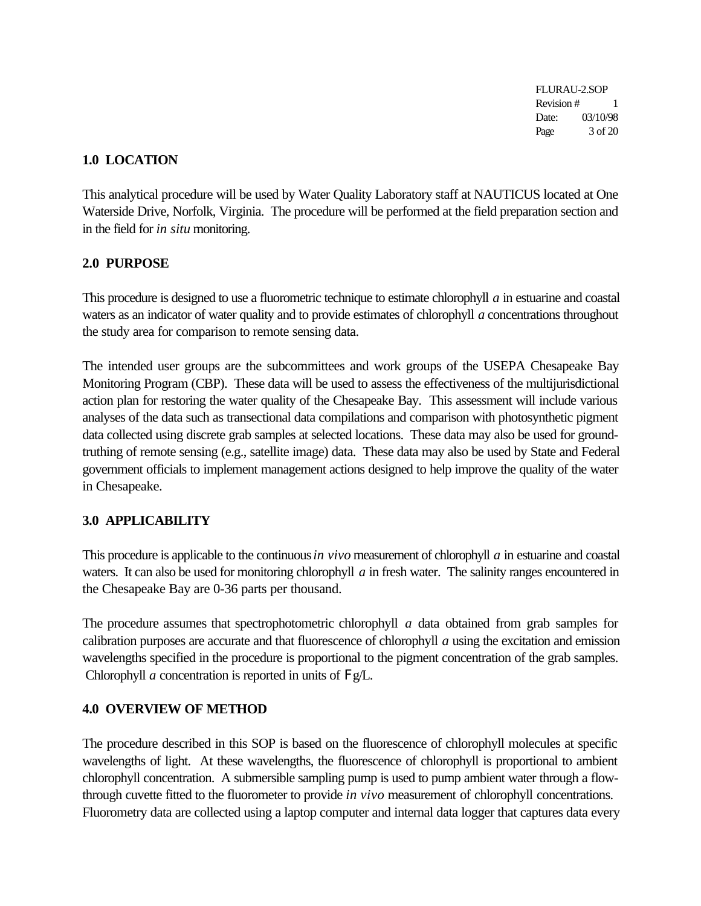## 1.0 LOCATION

This analytical procedure will be used by Water Quality Laboratory staff at NAUTICUS located at One Waterside Drive, Norfolk, Virginia. The procedure will be performed at the field preparation section and in the field for *in situ* monitoring.

## 2.0 PURPOSE

This procedure is designed to use a fluorometric technique to estimate chlorophyll *a* in estuarine and coastal waters as an indicator of water quality and to provide estimates of chlorophyll *a* concentrations throughout the study area for comparison to remote sensing data.

The intended user groups are the subcommittees and work groups of the USEPA Chesapeake Bay Monitoring Program (CBP). These data will be used to assess the effectiveness of the multijurisdictional action plan for restoring the water quality of the Chesapeake Bay. This assessment will include various analyses of the data such as transectional data compilations and comparison with photosynthetic pigment data collected using discrete grab samples at selected locations. These data may also be used for ground-truthing of remote sensing (e.g., satellite image) data. These data may also be used by State and Federal government officials to implement management actions designed to help improve the quality of the water in Chesapeake.

## 3.0 APPLICABILITY

This procedure is applicable to the continuous *in vivo* measurement of chlorophyll *a* in estuarine and coastal waters. It can also be used for monitoring chlorophyll *a* in fresh water. The salinity ranges encountered in the Chesapeake Bay are 0-36 parts per thousand.

The procedure assumes that spectrophotometric chlorophyll *a* data obtained from grab samples for calibration purposes are accurate and that fluorescence of chlorophyll *a* using the excitation and emission wavelengths specified in the procedure is proportional to the pigment concentration of the grab samples. Chlorophyll *a* concentration is reported in units of μg/L.

## 4.0 OVERVIEW OF METHOD

The procedure described in this SOP is based on the fluorescence of chlorophyll molecules at specific wavelengths of light. At these wavelengths, the fluorescence of chlorophyll is proportional to ambient chlorophyll concentration. A submersible sampling pump is used to pump ambient water through a flow-through cuvette fitted to the fluorometer to provide *in vivo* measurement of chlorophyll concentrations. Fluorometry data are collected using a laptop computer and internal data logger that captures data every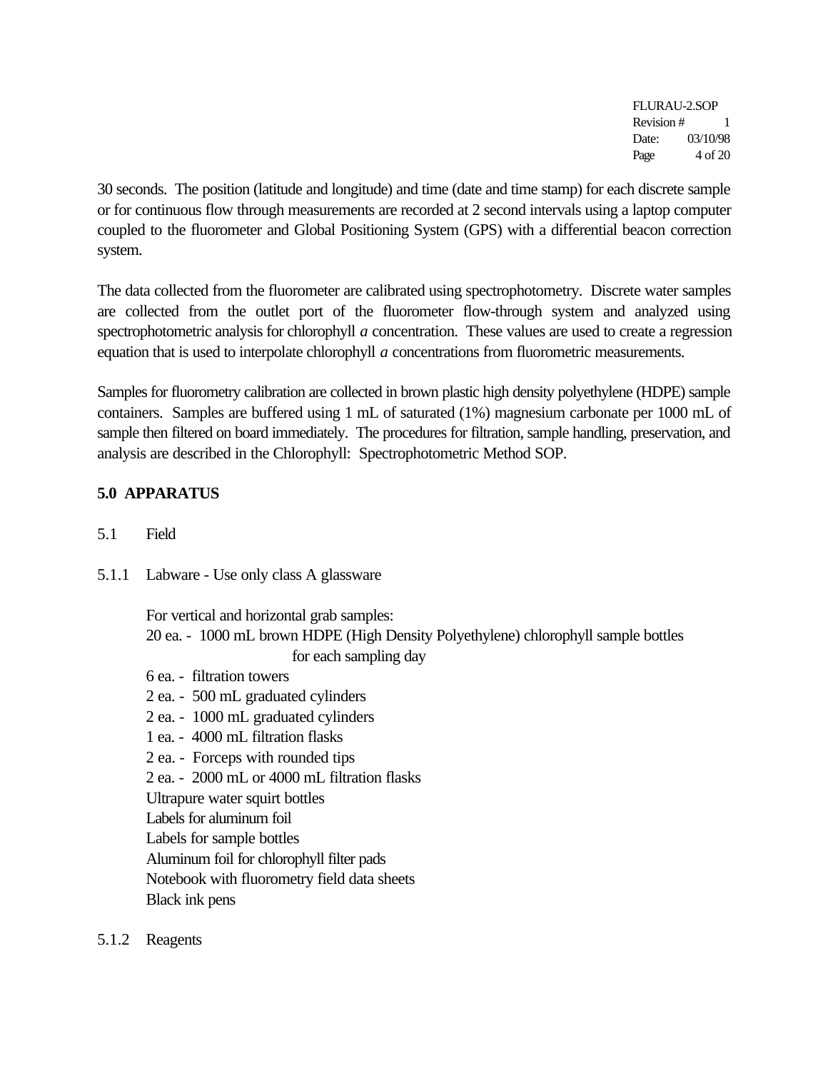30 seconds. The position (latitude and longitude) and time (date and time stamp) for each discrete sample or for continuous flow through measurements are recorded at 2 second intervals using a laptop computer coupled to the fluorometer and Global Positioning System (GPS) with a differential beacon correction system.

The data collected from the fluorometer are calibrated using spectrophotometry. Discrete water samples are collected from the outlet port of the fluorometer flow-through system and analyzed using spectrophotometric analysis for chlorophyll *a* concentration. These values are used to create a regression equation that is used to interpolate chlorophyll *a* concentrations from fluorometric measurements.

Samples for fluorometry calibration are collected in brown plastic high density polyethylene (HDPE) sample containers. Samples are buffered using 1 mL of saturated (1%) magnesium carbonate per 1000 mL of sample then filtered on board immediately. The procedures for filtration, sample handling, preservation, and analysis are described in the Chlorophyll: Spectrophotometric Method SOP.

## 5.0 APPARATUS

5.1 Field

5.1.1 Labware - Use only class A glassware

For vertical and horizontal grab samples:

20 ea. - 1000 mL brown HDPE (High Density Polyethylene) chlorophyll sample bottles for each sampling day
6 ea. - filtration towers
2 ea. - 500 mL graduated cylinders
2 ea. - 1000 mL graduated cylinders
1 ea. - 4000 mL filtration flasks
2 ea. - Forceps with rounded tips
2 ea. - 2000 mL or 4000 mL filtration flasks
Ultrapure water squirt bottles
Labels for aluminum foil
Labels for sample bottles
Aluminum foil for chlorophyll filter pads
Notebook with fluorometry field data sheets
Black ink pens

5.1.2 Reagents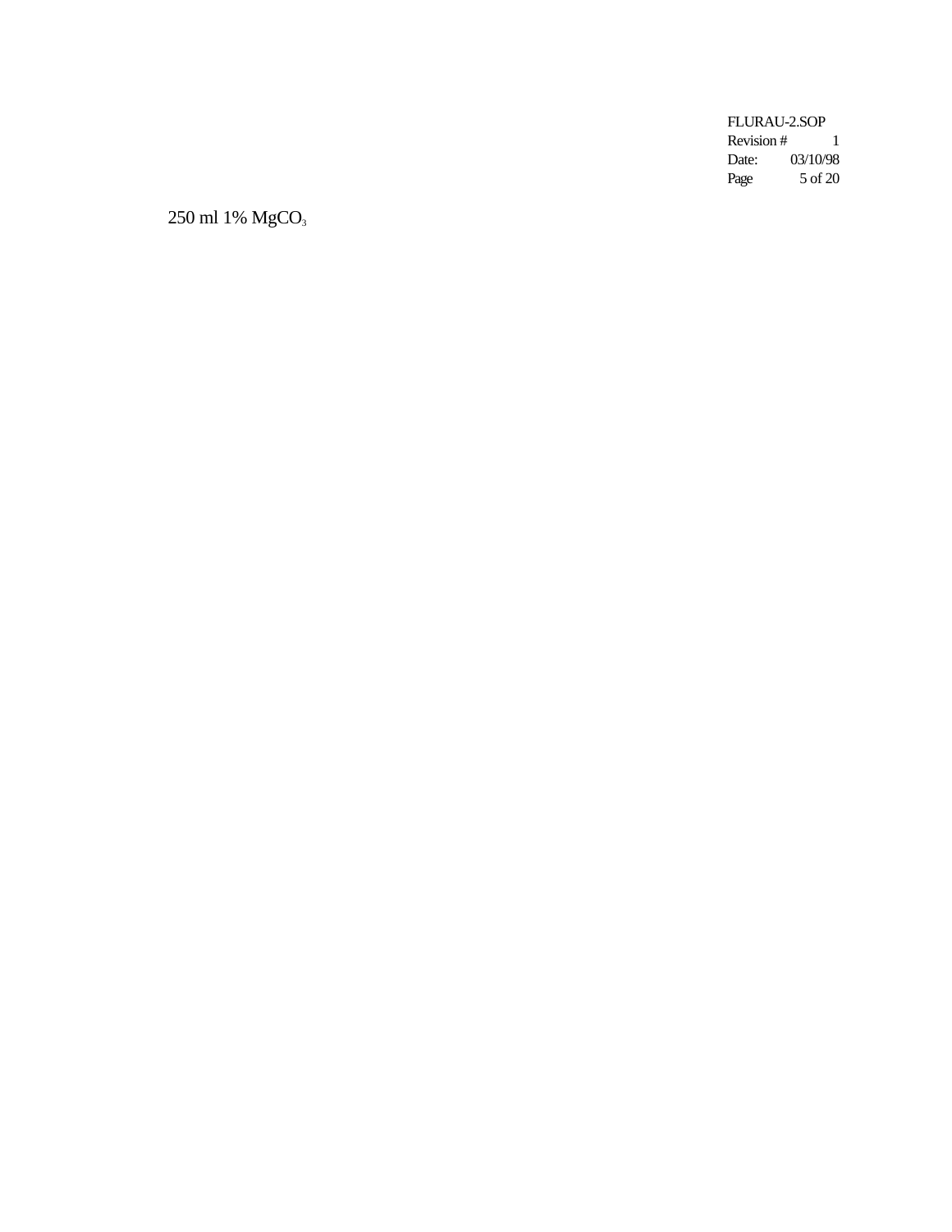250 ml 1% $MgCO_3$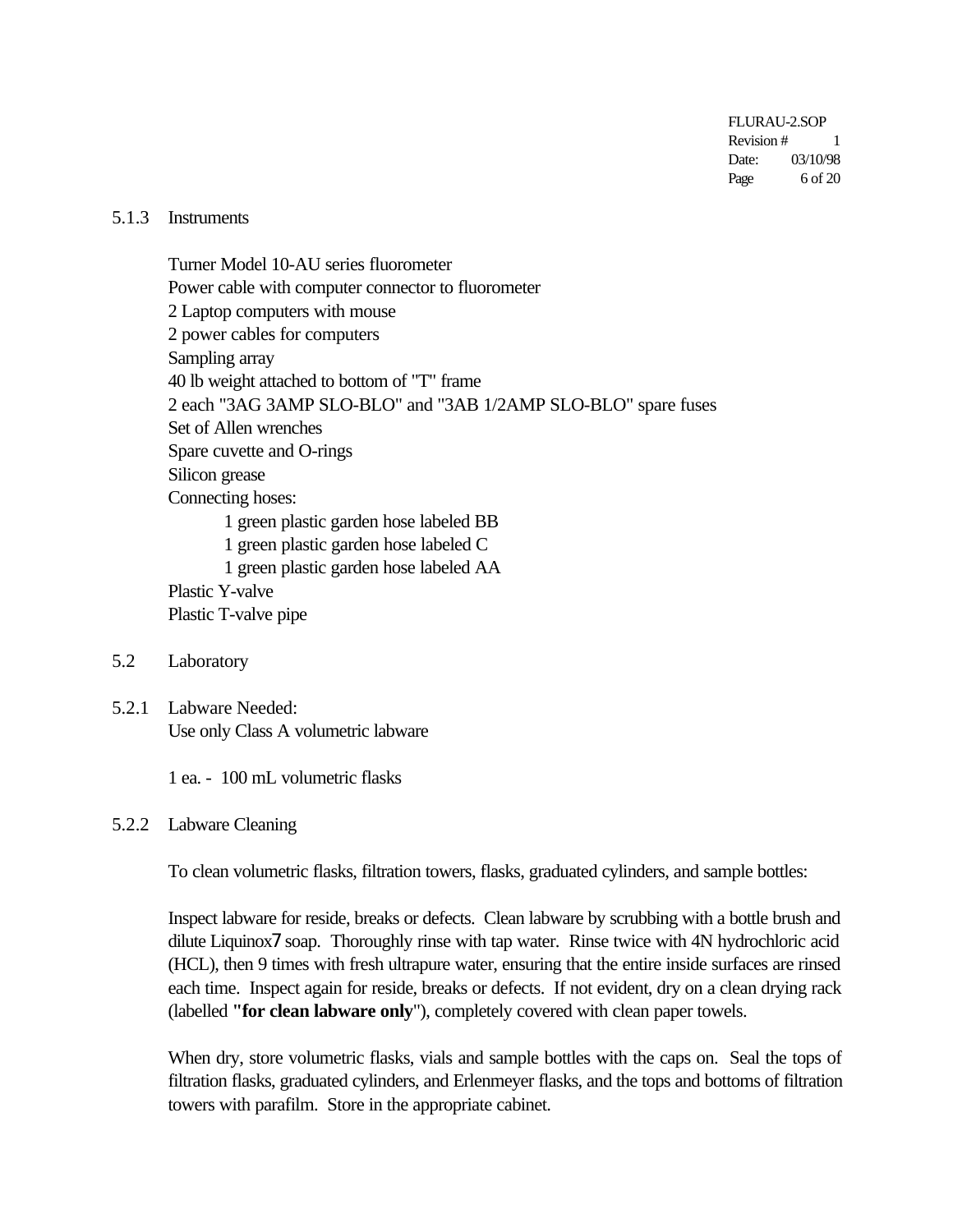5.1.3 Instruments

Turner Model 10-AU series fluorometer
Power cable with computer connector to fluorometer
2 Laptop computers with mouse
2 power cables for computers
Sampling array
40 lb weight attached to bottom of "T" frame
2 each "3AG 3AMP SLO-BLO" and "3AB 1/2AMP SLO-BLO" spare fuses
Set of Allen wrenches
Spare cuvette and O-rings
Silicon grease
Connecting hoses:

- 1 green plastic garden hose labeled BB
- 1 green plastic garden hose labeled C
- 1 green plastic garden hose labeled AA

Plastic Y-valve
Plastic T-valve pipe

## 5.2 Laboratory

5.2.1 Labware Needed:
Use only Class A volumetric labware

1 ea. - 100 mL volumetric flasks

5.2.2 Labware Cleaning

To clean volumetric flasks, filtration towers, flasks, graduated cylinders, and sample bottles:

Inspect labware for reside, breaks or defects. Clean labware by scrubbing with a bottle brush and dilute Liquinox7 soap. Thoroughly rinse with tap water. Rinse twice with 4N hydrochloric acid (HCL), then 9 times with fresh ultrapure water, ensuring that the entire inside surfaces are rinsed each time. Inspect again for reside, breaks or defects. If not evident, dry on a clean drying rack (labelled **"for clean labware only**"), completely covered with clean paper towels.

When dry, store volumetric flasks, vials and sample bottles with the caps on. Seal the tops of filtration flasks, graduated cylinders, and Erlenmeyer flasks, and the tops and bottoms of filtration towers with parafilm. Store in the appropriate cabinet.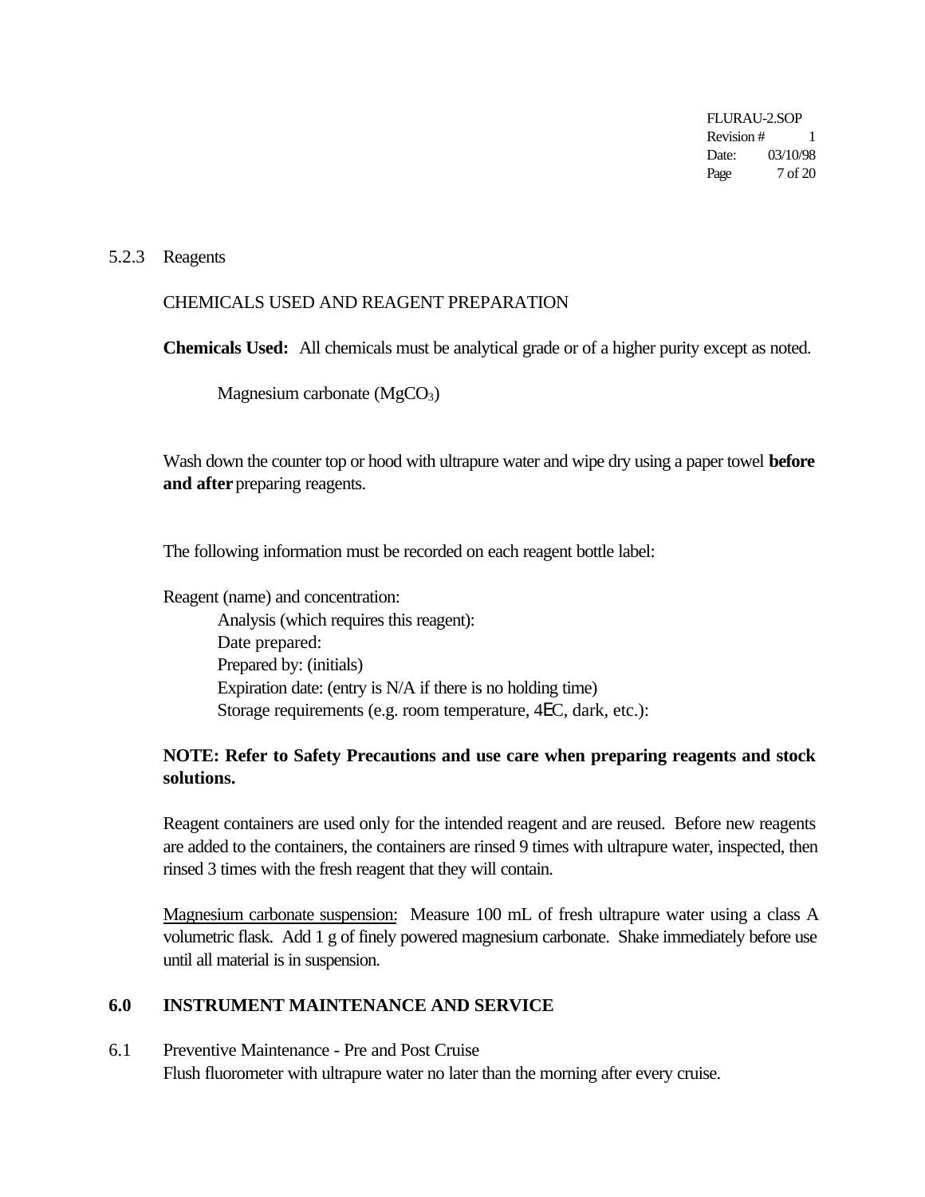5.2.3 Reagents

CHEMICALS USED AND REAGENT PREPARATION

**Chemicals Used:** All chemicals must be analytical grade or of a higher purity except as noted.

Magnesium carbonate ($MgCO_3$)

Wash down the counter top or hood with ultrapure water and wipe dry using a paper towel **before and after** preparing reagents.

The following information must be recorded on each reagent bottle label:

Reagent (name) and concentration:
Analysis (which requires this reagent):
Date prepared:
Prepared by: (initials)
Expiration date: (entry is N/A if there is no holding time)
Storage requirements (e.g. room temperature, 4EC, dark, etc.):

**NOTE: Refer to Safety Precautions and use care when preparing reagents and stock solutions.**

Reagent containers are used only for the intended reagent and are reused. Before new reagents are added to the containers, the containers are rinsed 9 times with ultrapure water, inspected, then rinsed 3 times with the fresh reagent that they will contain.

Magnesium carbonate suspension: Measure 100 mL of fresh ultrapure water using a class A volumetric flask. Add 1 g of finely powered magnesium carbonate. Shake immediately before use until all material is in suspension.

## 6.0 INSTRUMENT MAINTENANCE AND SERVICE

6.1 Preventive Maintenance - Pre and Post Cruise
Flush fluorometer with ultrapure water no later than the morning after every cruise.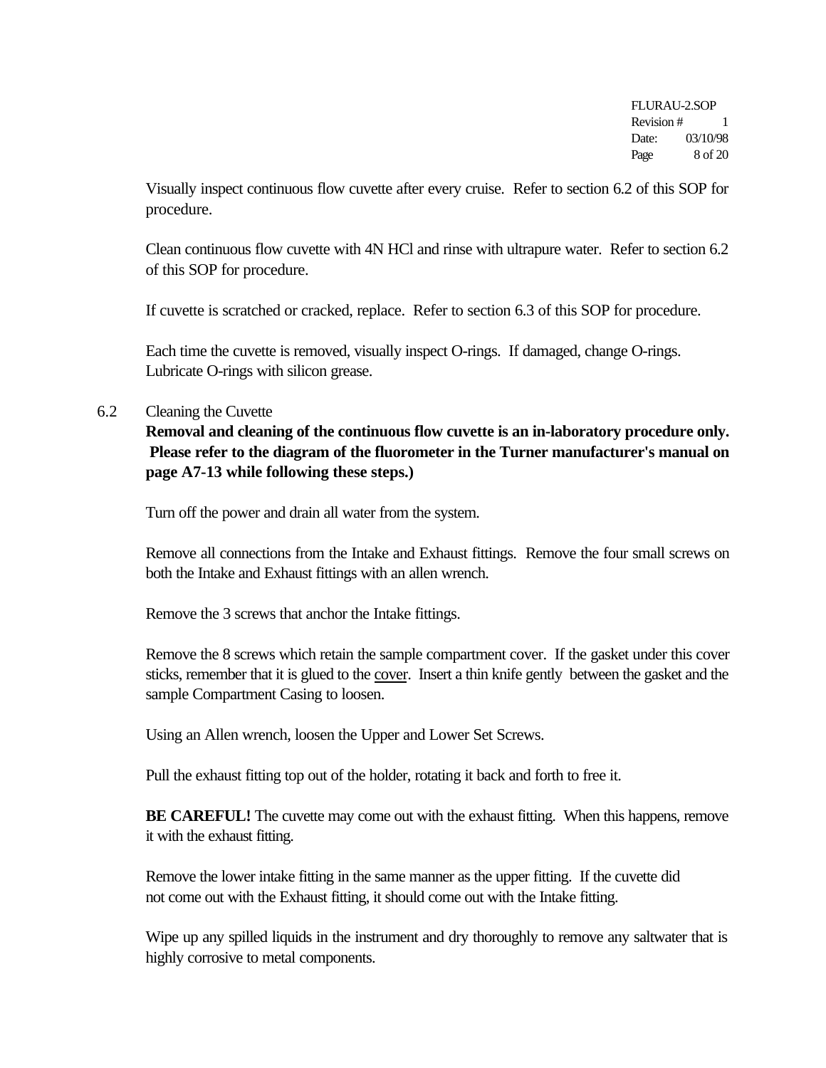Visually inspect continuous flow cuvette after every cruise. Refer to section 6.2 of this SOP for procedure.

Clean continuous flow cuvette with 4N HCl and rinse with ultrapure water. Refer to section 6.2 of this SOP for procedure.

If cuvette is scratched or cracked, replace. Refer to section 6.3 of this SOP for procedure.

Each time the cuvette is removed, visually inspect O-rings. If damaged, change O-rings. Lubricate O-rings with silicon grease.

6.2 Cleaning the Cuvette

**Removal and cleaning of the continuous flow cuvette is an in-laboratory procedure only. Please refer to the diagram of the fluorometer in the Turner manufacturer's manual on page A7-13 while following these steps.)**

Turn off the power and drain all water from the system.

Remove all connections from the Intake and Exhaust fittings. Remove the four small screws on both the Intake and Exhaust fittings with an allen wrench.

Remove the 3 screws that anchor the Intake fittings.

Remove the 8 screws which retain the sample compartment cover. If the gasket under this cover sticks, remember that it is glued to the <u>cover</u>. Insert a thin knife gently between the gasket and the sample Compartment Casing to loosen.

Using an Allen wrench, loosen the Upper and Lower Set Screws.

Pull the exhaust fitting top out of the holder, rotating it back and forth to free it.

**BE CAREFUL!** The cuvette may come out with the exhaust fitting. When this happens, remove it with the exhaust fitting.

Remove the lower intake fitting in the same manner as the upper fitting. If the cuvette did not come out with the Exhaust fitting, it should come out with the Intake fitting.

Wipe up any spilled liquids in the instrument and dry thoroughly to remove any saltwater that is highly corrosive to metal components.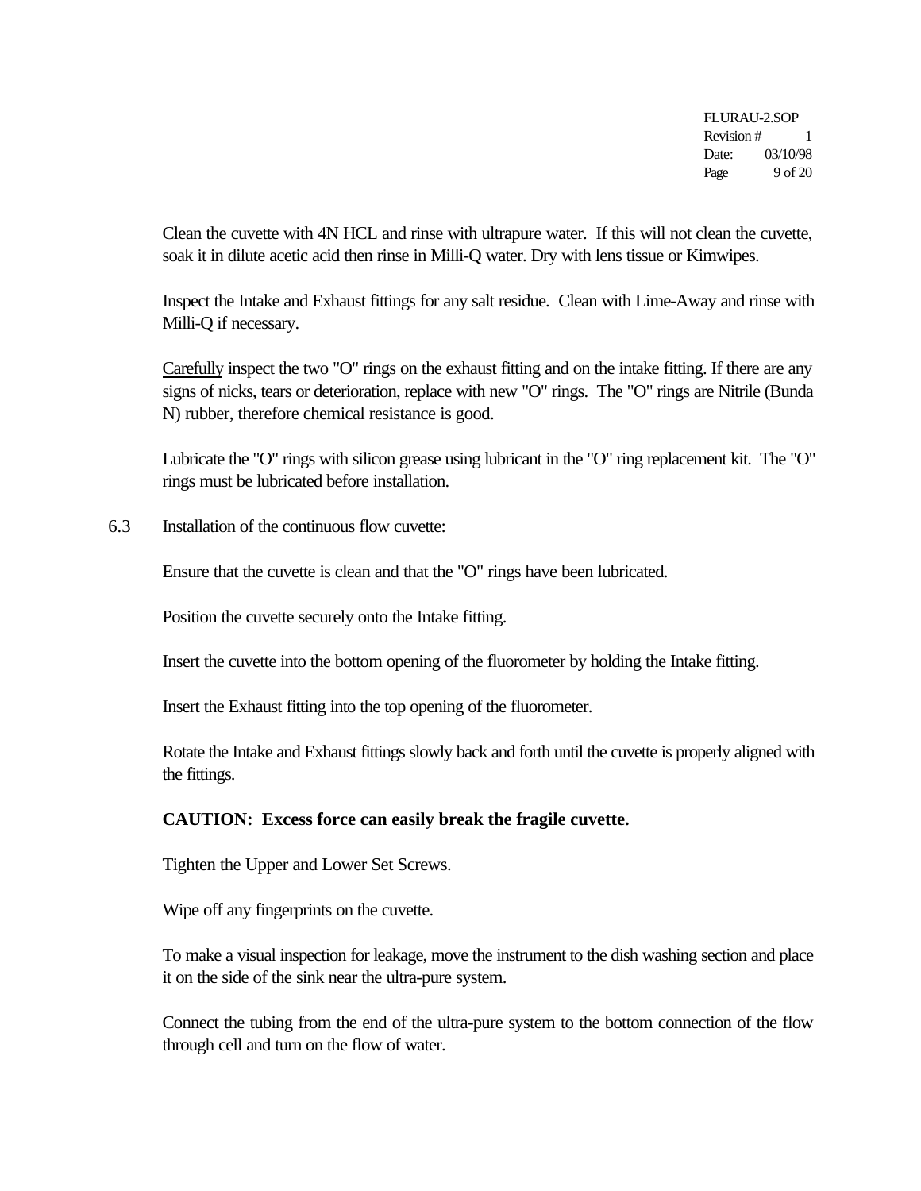Clean the cuvette with 4N HCL and rinse with ultrapure water. If this will not clean the cuvette, soak it in dilute acetic acid then rinse in Milli-Q water. Dry with lens tissue or Kimwipes.

Inspect the Intake and Exhaust fittings for any salt residue. Clean with Lime-Away and rinse with Milli-Q if necessary.

Carefully inspect the two "O" rings on the exhaust fitting and on the intake fitting. If there are any signs of nicks, tears or deterioration, replace with new "O" rings. The "O" rings are Nitrile (Bunda N) rubber, therefore chemical resistance is good.

Lubricate the "O" rings with silicon grease using lubricant in the "O" ring replacement kit. The "O" rings must be lubricated before installation.

6.3 Installation of the continuous flow cuvette:

Ensure that the cuvette is clean and that the "O" rings have been lubricated.

Position the cuvette securely onto the Intake fitting.

Insert the cuvette into the bottom opening of the fluorometer by holding the Intake fitting.

Insert the Exhaust fitting into the top opening of the fluorometer.

Rotate the Intake and Exhaust fittings slowly back and forth until the cuvette is properly aligned with the fittings.

**CAUTION: Excess force can easily break the fragile cuvette.**

Tighten the Upper and Lower Set Screws.

Wipe off any fingerprints on the cuvette.

To make a visual inspection for leakage, move the instrument to the dish washing section and place it on the side of the sink near the ultra-pure system.

Connect the tubing from the end of the ultra-pure system to the bottom connection of the flow through cell and turn on the flow of water.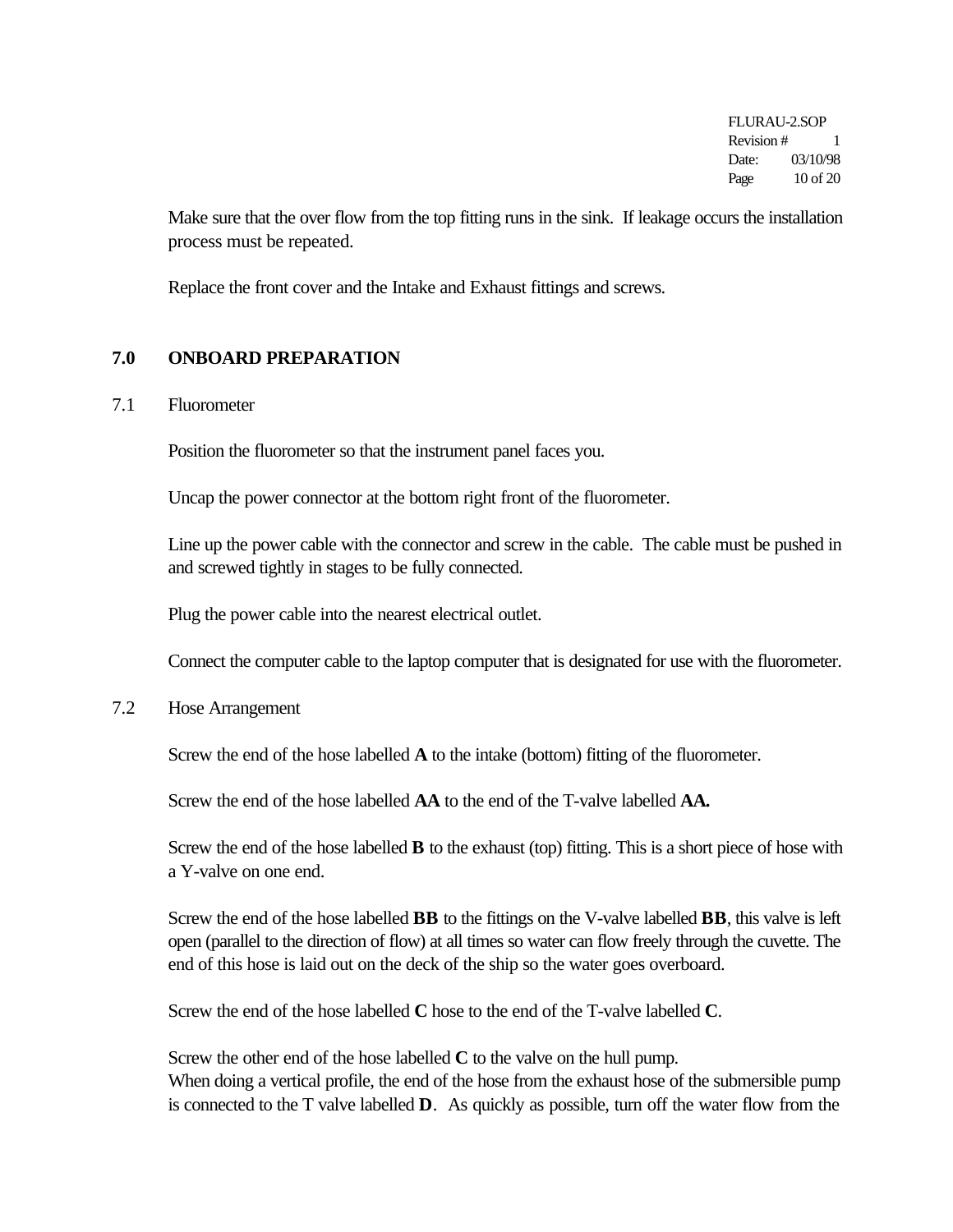Make sure that the over flow from the top fitting runs in the sink. If leakage occurs the installation process must be repeated.

Replace the front cover and the Intake and Exhaust fittings and screws.

## 7.0 ONBOARD PREPARATION

### 7.1 Fluorometer

Position the fluorometer so that the instrument panel faces you.

Uncap the power connector at the bottom right front of the fluorometer.

Line up the power cable with the connector and screw in the cable. The cable must be pushed in and screwed tightly in stages to be fully connected.

Plug the power cable into the nearest electrical outlet.

Connect the computer cable to the laptop computer that is designated for use with the fluorometer.

### 7.2 Hose Arrangement

Screw the end of the hose labelled **A** to the intake (bottom) fitting of the fluorometer.

Screw the end of the hose labelled **AA** to the end of the T-valve labelled **AA.**

Screw the end of the hose labelled **B** to the exhaust (top) fitting. This is a short piece of hose with a Y-valve on one end.

Screw the end of the hose labelled **BB** to the fittings on the V-valve labelled **BB**, this valve is left open (parallel to the direction of flow) at all times so water can flow freely through the cuvette. The end of this hose is laid out on the deck of the ship so the water goes overboard.

Screw the end of the hose labelled **C** hose to the end of the T-valve labelled **C**.

Screw the other end of the hose labelled **C** to the valve on the hull pump.
When doing a vertical profile, the end of the hose from the exhaust hose of the submersible pump is connected to the T valve labelled **D**. As quickly as possible, turn off the water flow from the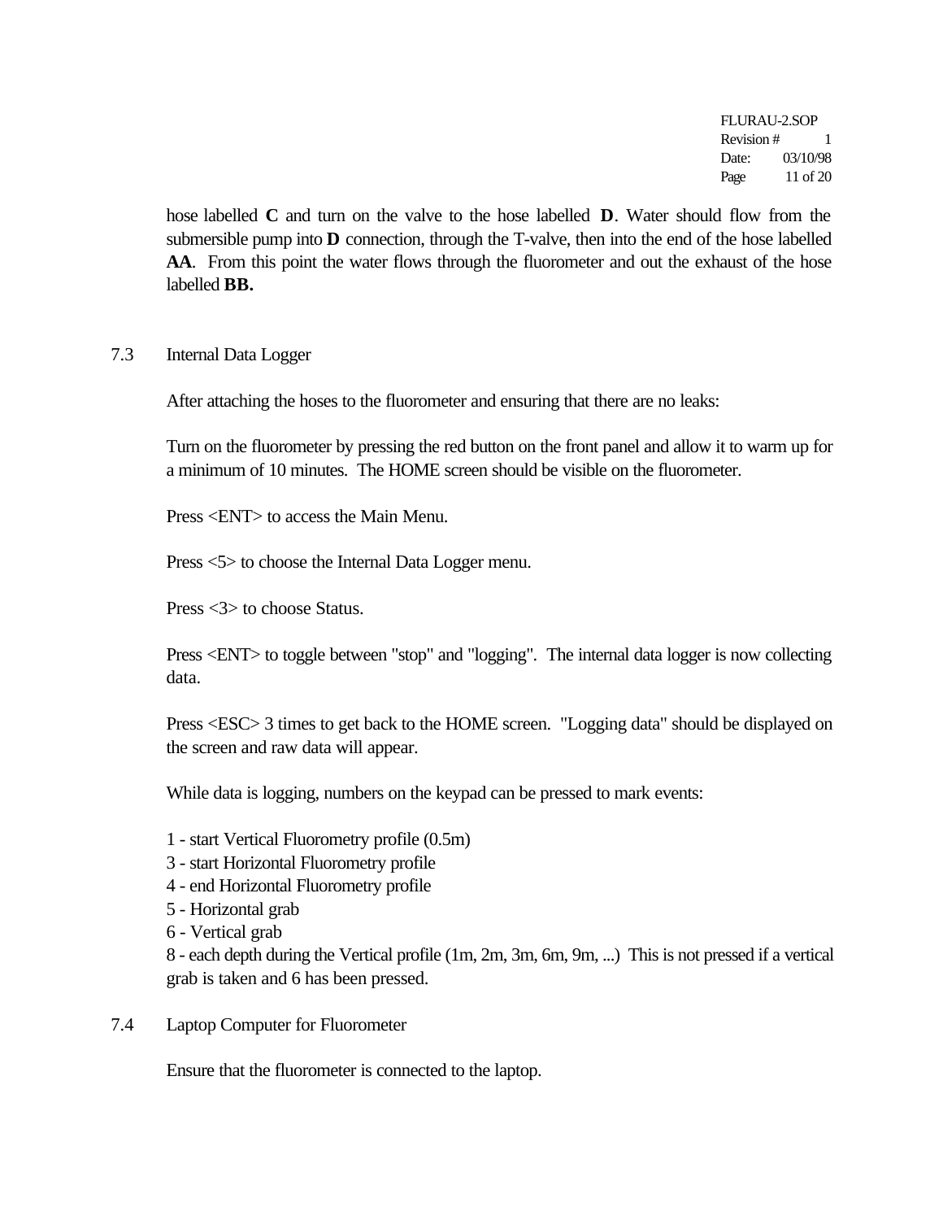hose labelled **C** and turn on the valve to the hose labelled **D**. Water should flow from the submersible pump into **D** connection, through the T-valve, then into the end of the hose labelled **AA**. From this point the water flows through the fluorometer and out the exhaust of the hose labelled **BB.**

## 7.3 Internal Data Logger

After attaching the hoses to the fluorometer and ensuring that there are no leaks:

Turn on the fluorometer by pressing the red button on the front panel and allow it to warm up for a minimum of 10 minutes. The HOME screen should be visible on the fluorometer.

Press <ENT> to access the Main Menu.

Press <5> to choose the Internal Data Logger menu.

Press <3> to choose Status.

Press <ENT> to toggle between "stop" and "logging". The internal data logger is now collecting data.

Press <ESC> 3 times to get back to the HOME screen. "Logging data" should be displayed on the screen and raw data will appear.

While data is logging, numbers on the keypad can be pressed to mark events:

1 - start Vertical Fluorometry profile (0.5m)
3 - start Horizontal Fluorometry profile
4 - end Horizontal Fluorometry profile
5 - Horizontal grab
6 - Vertical grab
8 - each depth during the Vertical profile (1m, 2m, 3m, 6m, 9m, ...) This is not pressed if a vertical grab is taken and 6 has been pressed.

## 7.4 Laptop Computer for Fluorometer

Ensure that the fluorometer is connected to the laptop.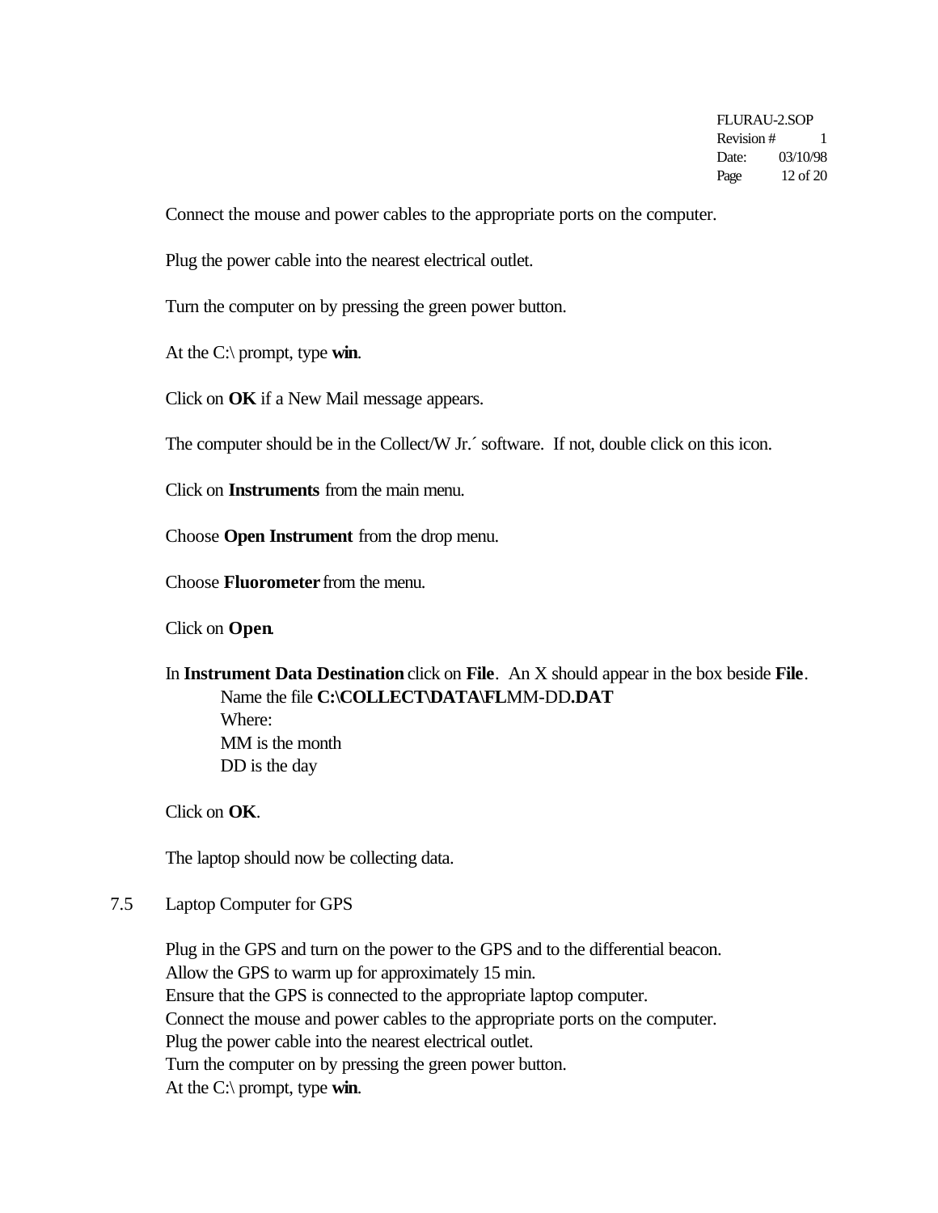Connect the mouse and power cables to the appropriate ports on the computer.

Plug the power cable into the nearest electrical outlet.

Turn the computer on by pressing the green power button.

At the C:\ prompt, type **win**.

Click on **OK** if a New Mail message appears.

The computer should be in the Collect/W Jr.´ software. If not, double click on this icon.

Click on **Instruments** from the main menu.

Choose **Open Instrument** from the drop menu.

Choose **Fluorometer** from the menu.

Click on **Open**.

In **Instrument Data Destination** click on **File**. An X should appear in the box beside **File**.
    Name the file **C:\COLLECT\DATA\FL**MM-DD**.DAT**
    Where:
    MM is the month
    DD is the day

Click on **OK**.

The laptop should now be collecting data.

## 7.5 Laptop Computer for GPS

Plug in the GPS and turn on the power to the GPS and to the differential beacon.
Allow the GPS to warm up for approximately 15 min.
Ensure that the GPS is connected to the appropriate laptop computer.
Connect the mouse and power cables to the appropriate ports on the computer.
Plug the power cable into the nearest electrical outlet.
Turn the computer on by pressing the green power button.
At the C:\ prompt, type **win**.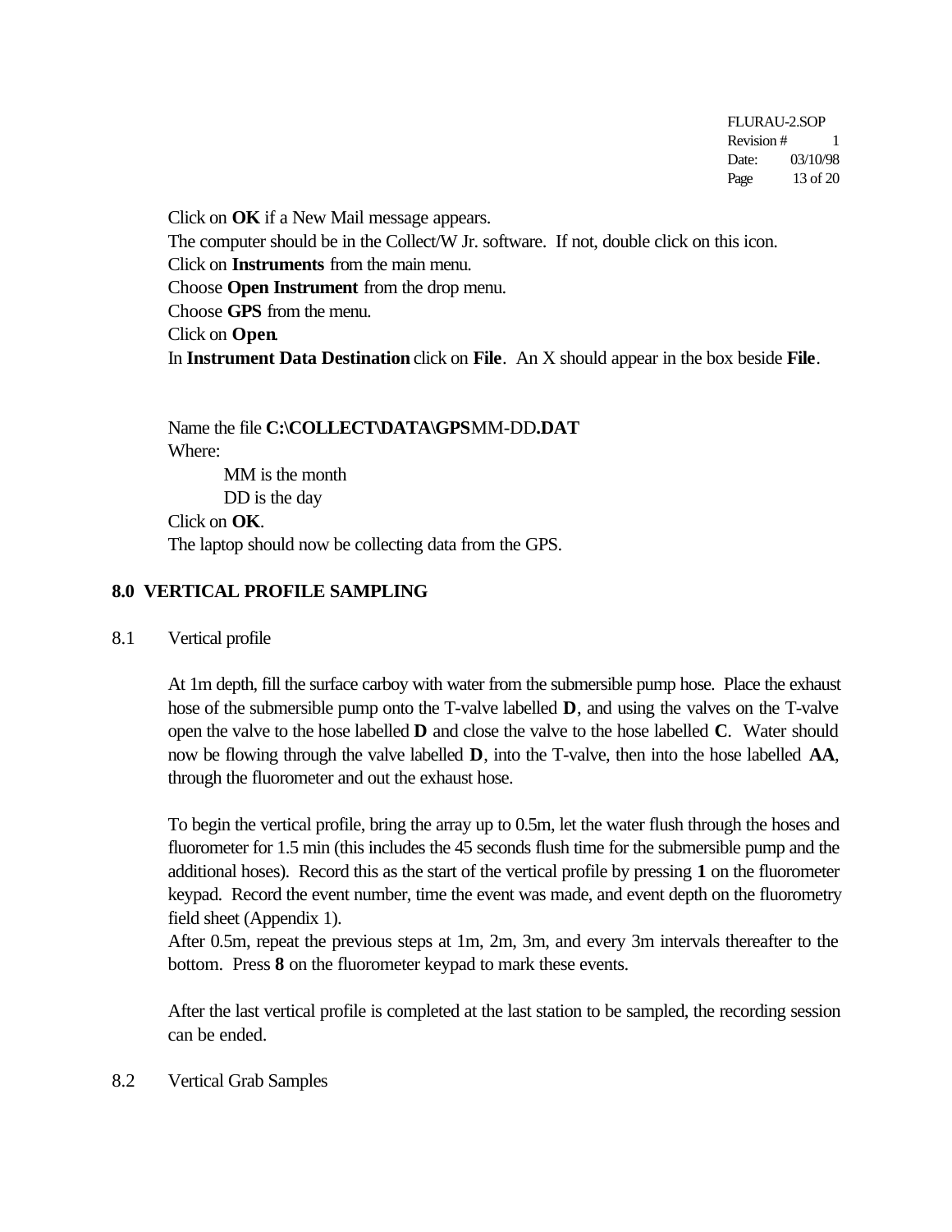Click on **OK** if a New Mail message appears.
The computer should be in the Collect/W Jr. software. If not, double click on this icon.
Click on **Instruments** from the main menu.
Choose **Open Instrument** from the drop menu.
Choose **GPS** from the menu.
Click on **Open**.
In **Instrument Data Destination** click on **File**. An X should appear in the box beside **File**.

Name the file **C:\COLLECT\DATA\GPS**MM-DD**.DAT**
Where:
  MM is the month
  DD is the day
Click on **OK**.
The laptop should now be collecting data from the GPS.

## 8.0 VERTICAL PROFILE SAMPLING

### 8.1 Vertical profile

At 1m depth, fill the surface carboy with water from the submersible pump hose. Place the exhaust hose of the submersible pump onto the T-valve labelled **D**, and using the valves on the T-valve open the valve to the hose labelled **D** and close the valve to the hose labelled **C**. Water should now be flowing through the valve labelled **D**, into the T-valve, then into the hose labelled **AA**, through the fluorometer and out the exhaust hose.

To begin the vertical profile, bring the array up to 0.5m, let the water flush through the hoses and fluorometer for 1.5 min (this includes the 45 seconds flush time for the submersible pump and the additional hoses). Record this as the start of the vertical profile by pressing **1** on the fluorometer keypad. Record the event number, time the event was made, and event depth on the fluorometry field sheet (Appendix 1).
After 0.5m, repeat the previous steps at 1m, 2m, 3m, and every 3m intervals thereafter to the bottom. Press **8** on the fluorometer keypad to mark these events.

After the last vertical profile is completed at the last station to be sampled, the recording session can be ended.

### 8.2 Vertical Grab Samples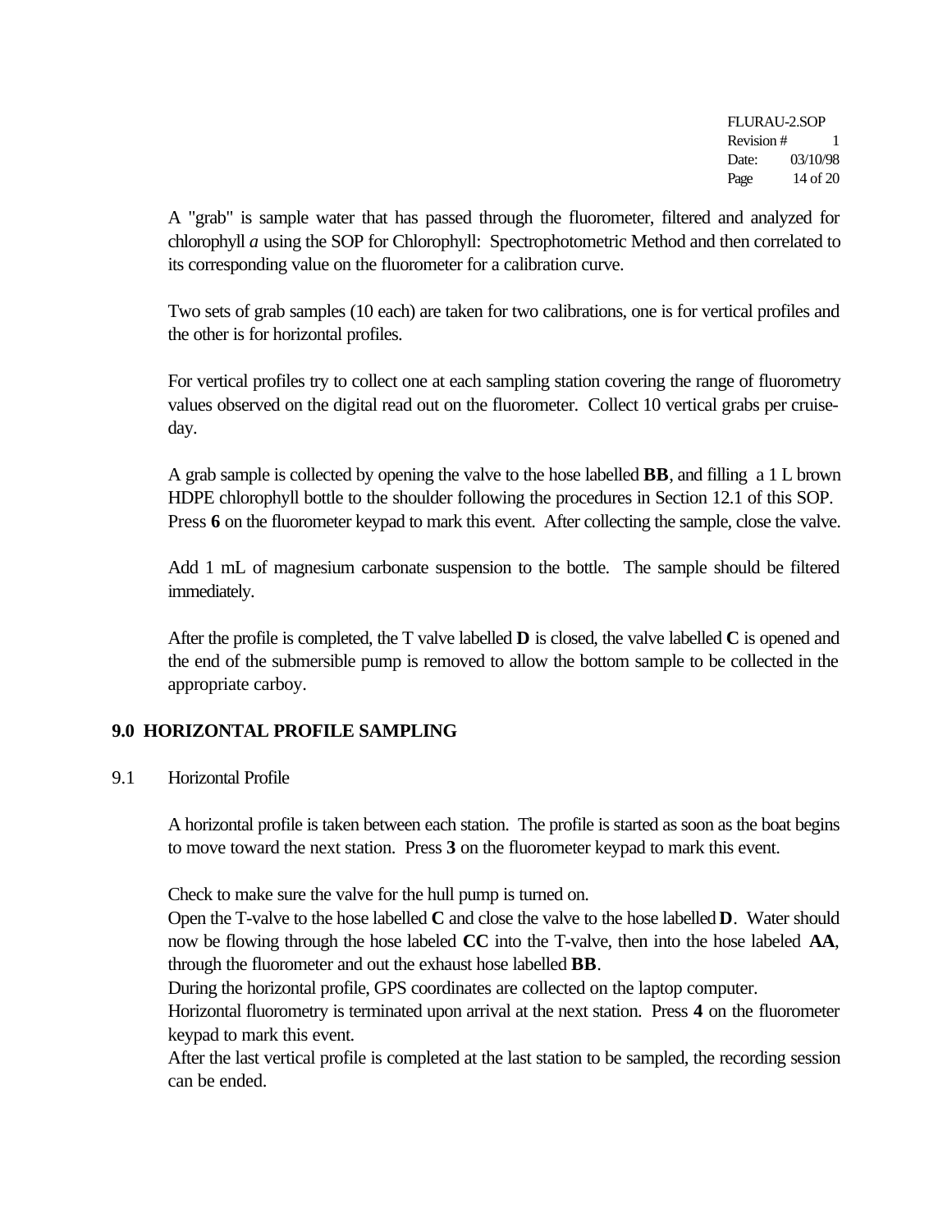A "grab" is sample water that has passed through the fluorometer, filtered and analyzed for chlorophyll *a* using the SOP for Chlorophyll: Spectrophotometric Method and then correlated to its corresponding value on the fluorometer for a calibration curve.

Two sets of grab samples (10 each) are taken for two calibrations, one is for vertical profiles and the other is for horizontal profiles.

For vertical profiles try to collect one at each sampling station covering the range of fluorometry values observed on the digital read out on the fluorometer. Collect 10 vertical grabs per cruise-day.

A grab sample is collected by opening the valve to the hose labelled **BB**, and filling a 1 L brown HDPE chlorophyll bottle to the shoulder following the procedures in Section 12.1 of this SOP. Press **6** on the fluorometer keypad to mark this event. After collecting the sample, close the valve.

Add 1 mL of magnesium carbonate suspension to the bottle. The sample should be filtered immediately.

After the profile is completed, the T valve labelled **D** is closed, the valve labelled **C** is opened and the end of the submersible pump is removed to allow the bottom sample to be collected in the appropriate carboy.

## 9.0 HORIZONTAL PROFILE SAMPLING

### 9.1 Horizontal Profile

A horizontal profile is taken between each station. The profile is started as soon as the boat begins to move toward the next station. Press **3** on the fluorometer keypad to mark this event.

Check to make sure the valve for the hull pump is turned on.
Open the T-valve to the hose labelled **C** and close the valve to the hose labelled **D**. Water should now be flowing through the hose labeled **CC** into the T-valve, then into the hose labeled **AA**, through the fluorometer and out the exhaust hose labelled **BB**.
During the horizontal profile, GPS coordinates are collected on the laptop computer.
Horizontal fluorometry is terminated upon arrival at the next station. Press **4** on the fluorometer keypad to mark this event.
After the last vertical profile is completed at the last station to be sampled, the recording session can be ended.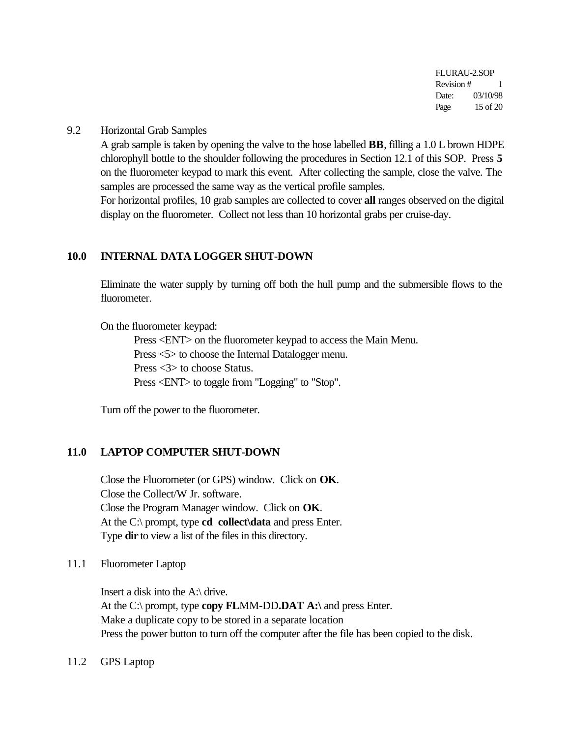### 9.2 Horizontal Grab Samples

A grab sample is taken by opening the valve to the hose labelled **BB**, filling a 1.0 L brown HDPE chlorophyll bottle to the shoulder following the procedures in Section 12.1 of this SOP. Press **5** on the fluorometer keypad to mark this event. After collecting the sample, close the valve. The samples are processed the same way as the vertical profile samples.

For horizontal profiles, 10 grab samples are collected to cover **all** ranges observed on the digital display on the fluorometer. Collect not less than 10 horizontal grabs per cruise-day.

## 10.0 INTERNAL DATA LOGGER SHUT-DOWN

Eliminate the water supply by turning off both the hull pump and the submersible flows to the fluorometer.

On the fluorometer keypad:

- Press <ENT> on the fluorometer keypad to access the Main Menu.
- Press <5> to choose the Internal Datalogger menu.
- Press <3> to choose Status.
- Press <ENT> to toggle from "Logging" to "Stop".

Turn off the power to the fluorometer.

## 11.0 LAPTOP COMPUTER SHUT-DOWN

Close the Fluorometer (or GPS) window. Click on **OK**.
Close the Collect/W Jr. software.
Close the Program Manager window. Click on **OK**.
At the C:\ prompt, type **cd collect\data** and press Enter.
Type **dir** to view a list of the files in this directory.

### 11.1 Fluorometer Laptop

Insert a disk into the A:\ drive.
At the C:\ prompt, type **copy FL**MM-DD**.DAT A:\** and press Enter.
Make a duplicate copy to be stored in a separate location
Press the power button to turn off the computer after the file has been copied to the disk.

### 11.2 GPS Laptop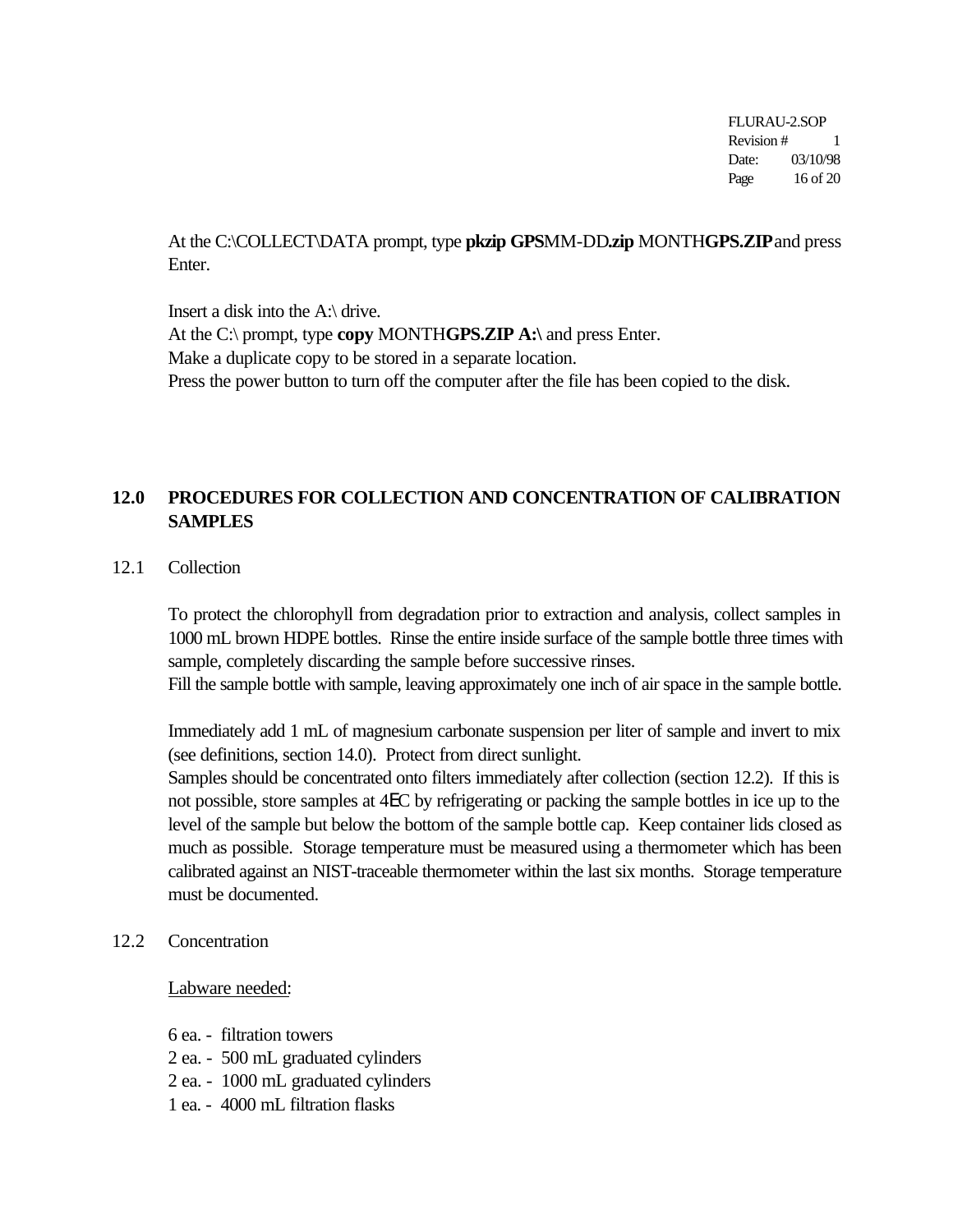At the C:\COLLECT\DATA prompt, type **pkzip GPS**MM-DD**.zip** MONTH**GPS.ZIP** and press Enter.

Insert a disk into the A:\ drive.
At the C:\ prompt, type **copy** MONTH**GPS.ZIP A:\** and press Enter.
Make a duplicate copy to be stored in a separate location.
Press the power button to turn off the computer after the file has been copied to the disk.

## 12.0 PROCEDURES FOR COLLECTION AND CONCENTRATION OF CALIBRATION SAMPLES

### 12.1 Collection

To protect the chlorophyll from degradation prior to extraction and analysis, collect samples in 1000 mL brown HDPE bottles. Rinse the entire inside surface of the sample bottle three times with sample, completely discarding the sample before successive rinses.
Fill the sample bottle with sample, leaving approximately one inch of air space in the sample bottle.

Immediately add 1 mL of magnesium carbonate suspension per liter of sample and invert to mix (see definitions, section 14.0). Protect from direct sunlight.
Samples should be concentrated onto filters immediately after collection (section 12.2). If this is not possible, store samples at 4EC by refrigerating or packing the sample bottles in ice up to the level of the sample but below the bottom of the sample bottle cap. Keep container lids closed as much as possible. Storage temperature must be measured using a thermometer which has been calibrated against an NIST-traceable thermometer within the last six months. Storage temperature must be documented.

### 12.2 Concentration

<u>Labware needed</u>:

6 ea. - filtration towers
2 ea. - 500 mL graduated cylinders
2 ea. - 1000 mL graduated cylinders
1 ea. - 4000 mL filtration flasks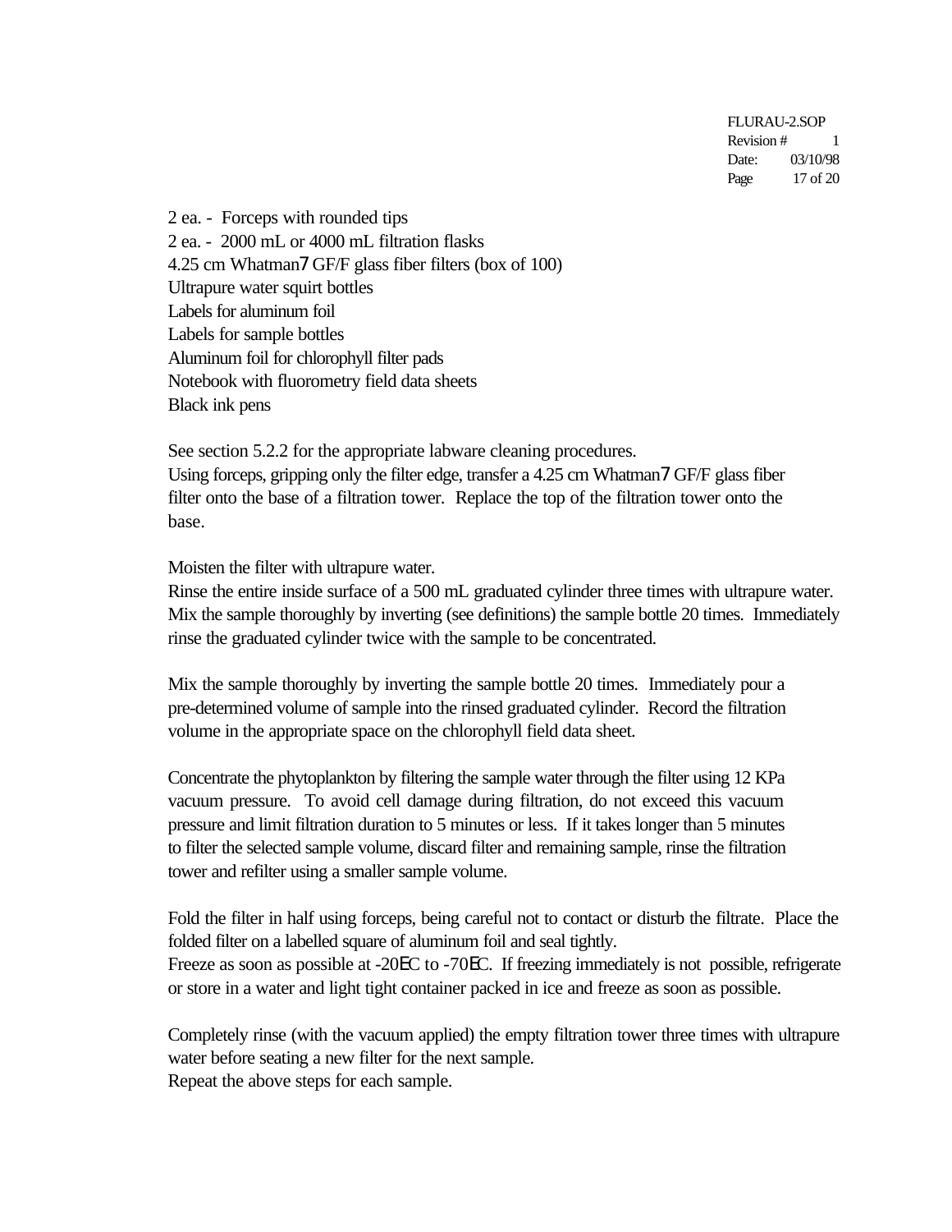2 ea. - Forceps with rounded tips
2 ea. - 2000 mL or 4000 mL filtration flasks
4.25 cm Whatman7 GF/F glass fiber filters (box of 100)
Ultrapure water squirt bottles
Labels for aluminum foil
Labels for sample bottles
Aluminum foil for chlorophyll filter pads
Notebook with fluorometry field data sheets
Black ink pens

See section 5.2.2 for the appropriate labware cleaning procedures.
Using forceps, gripping only the filter edge, transfer a 4.25 cm Whatman7 GF/F glass fiber filter onto the base of a filtration tower. Replace the top of the filtration tower onto the base.

Moisten the filter with ultrapure water.
Rinse the entire inside surface of a 500 mL graduated cylinder three times with ultrapure water. Mix the sample thoroughly by inverting (see definitions) the sample bottle 20 times. Immediately rinse the graduated cylinder twice with the sample to be concentrated.

Mix the sample thoroughly by inverting the sample bottle 20 times. Immediately pour a pre-determined volume of sample into the rinsed graduated cylinder. Record the filtration volume in the appropriate space on the chlorophyll field data sheet.

Concentrate the phytoplankton by filtering the sample water through the filter using 12 KPa vacuum pressure. To avoid cell damage during filtration, do not exceed this vacuum pressure and limit filtration duration to 5 minutes or less. If it takes longer than 5 minutes to filter the selected sample volume, discard filter and remaining sample, rinse the filtration tower and refilter using a smaller sample volume.

Fold the filter in half using forceps, being careful not to contact or disturb the filtrate. Place the folded filter on a labelled square of aluminum foil and seal tightly.
Freeze as soon as possible at -20EC to -70EC. If freezing immediately is not possible, refrigerate or store in a water and light tight container packed in ice and freeze as soon as possible.

Completely rinse (with the vacuum applied) the empty filtration tower three times with ultrapure water before seating a new filter for the next sample.
Repeat the above steps for each sample.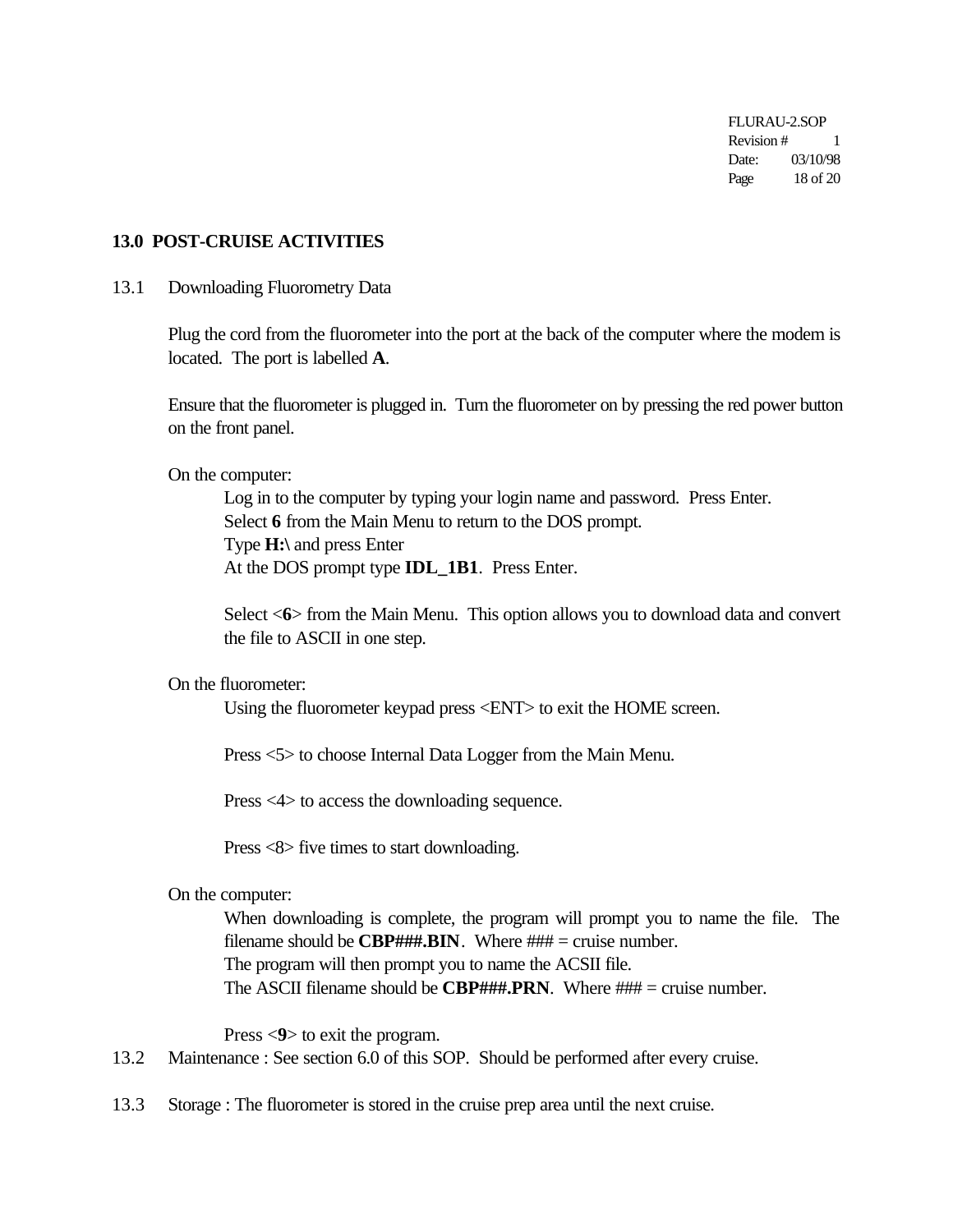## 13.0 POST-CRUISE ACTIVITIES

13.1 Downloading Fluorometry Data

Plug the cord from the fluorometer into the port at the back of the computer where the modem is located. The port is labelled **A**.

Ensure that the fluorometer is plugged in. Turn the fluorometer on by pressing the red power button on the front panel.

On the computer:

Log in to the computer by typing your login name and password. Press Enter.
Select **6** from the Main Menu to return to the DOS prompt.
Type **H:\** and press Enter
At the DOS prompt type **IDL_1B1**. Press Enter.

Select <**6**> from the Main Menu. This option allows you to download data and convert the file to ASCII in one step.

On the fluorometer:

Using the fluorometer keypad press <ENT> to exit the HOME screen.

Press <5> to choose Internal Data Logger from the Main Menu.

Press <4> to access the downloading sequence.

Press <8> five times to start downloading.

On the computer:

When downloading is complete, the program will prompt you to name the file. The filename should be **CBP###.BIN**. Where ### = cruise number.
The program will then prompt you to name the ACSII file.
The ASCII filename should be **CBP###.PRN**. Where ### = cruise number.

Press <**9**> to exit the program.

13.2 Maintenance : See section 6.0 of this SOP. Should be performed after every cruise.

13.3 Storage : The fluorometer is stored in the cruise prep area until the next cruise.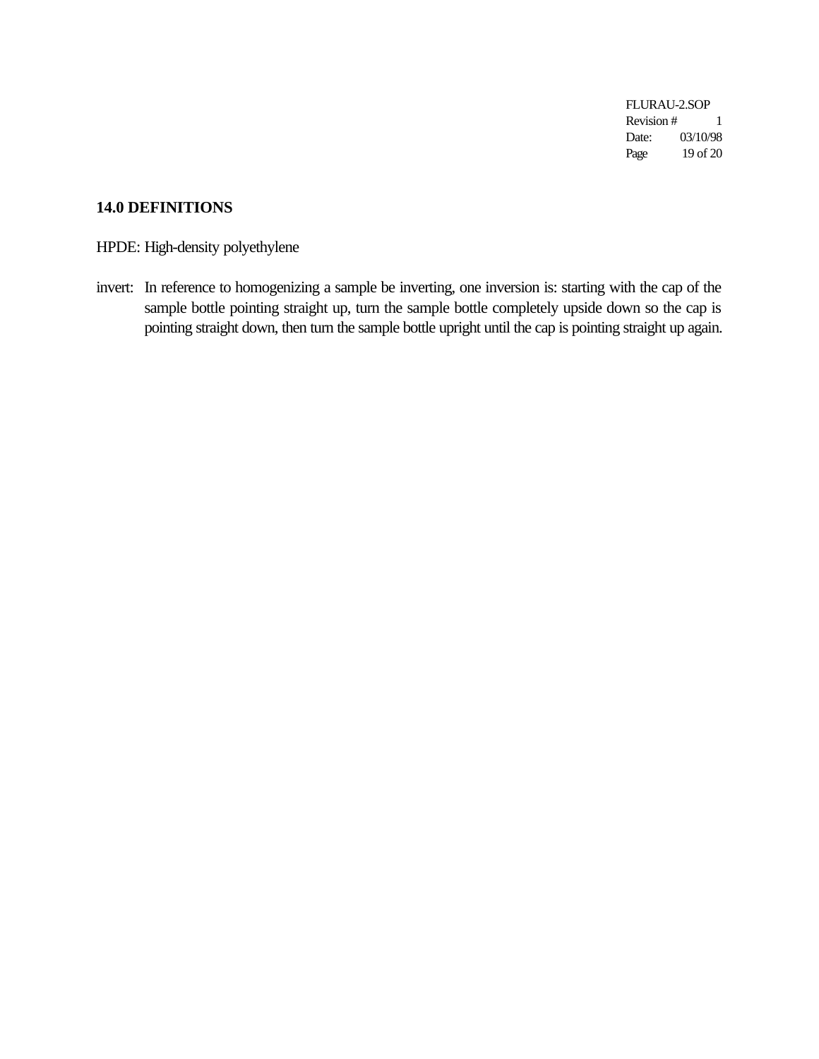## 14.0 DEFINITIONS

HPDE: High-density polyethylene

invert: In reference to homogenizing a sample be inverting, one inversion is: starting with the cap of the sample bottle pointing straight up, turn the sample bottle completely upside down so the cap is pointing straight down, then turn the sample bottle upright until the cap is pointing straight up again.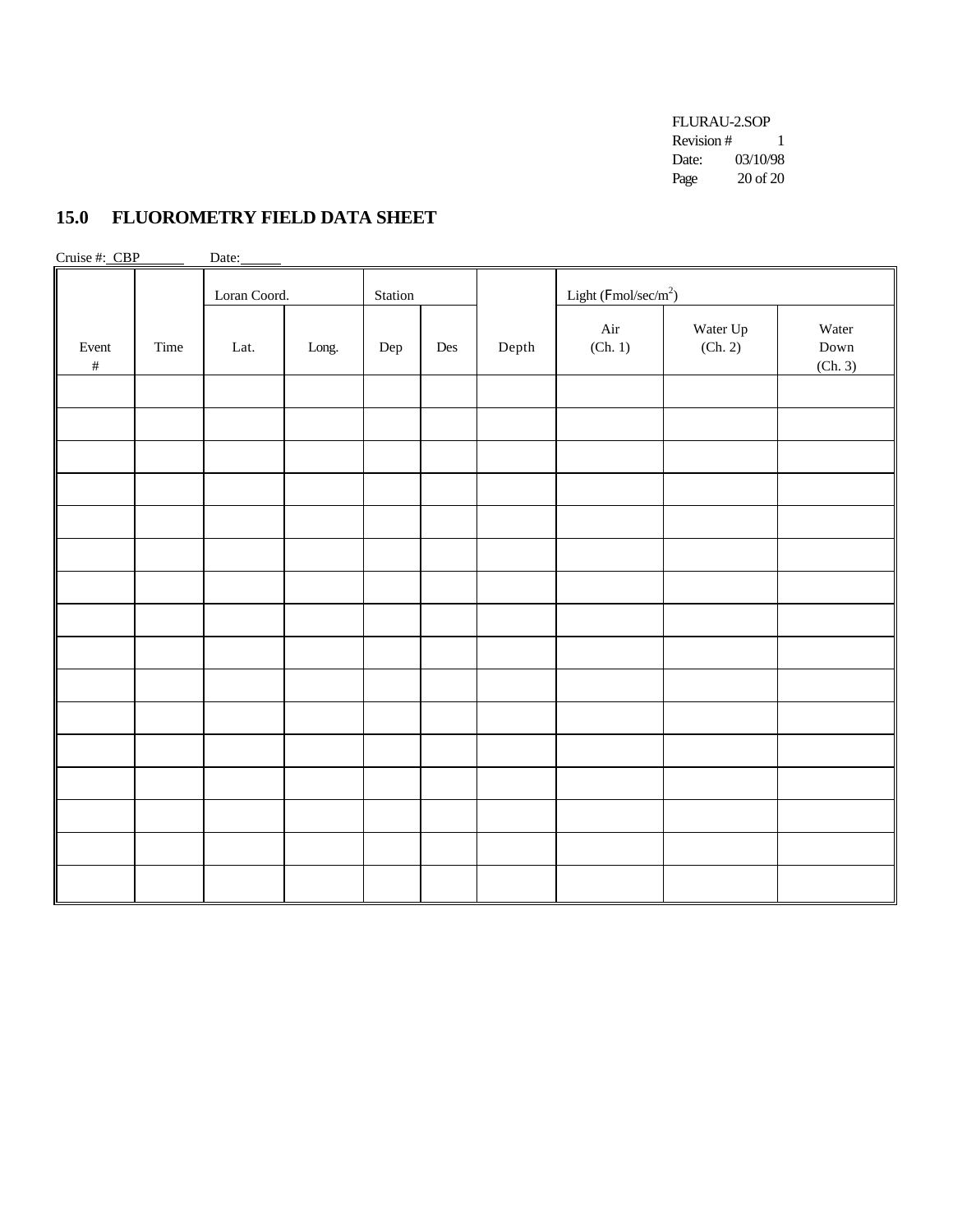## 15.0 FLUOROMETRY FIELD DATA SHEET

Cruise #: CBP Date:

| Event # | Time | Loran Coord. | | Station | | Depth | Light (Fmol/sec/m$^2$) | | |
|---|---|---|---|---|---|---|---|---|---|
| | | Lat. | Long. | Dep | Des | | Air (Ch. 1) | Water Up (Ch. 2) | Water Down (Ch. 3) |
| | | | | | | | | | |
| | | | | | | | | | |
| | | | | | | | | | |
| | | | | | | | | | |
| | | | | | | | | | |
| | | | | | | | | | |
| | | | | | | | | | |
| | | | | | | | | | |
| | | | | | | | | | |
| | | | | | | | | | |
| | | | | | | | | | |
| | | | | | | | | | |
| | | | | | | | | | |
| | | | | | | | | | |
| | | | | | | | | | |
| | | | | | | | | | |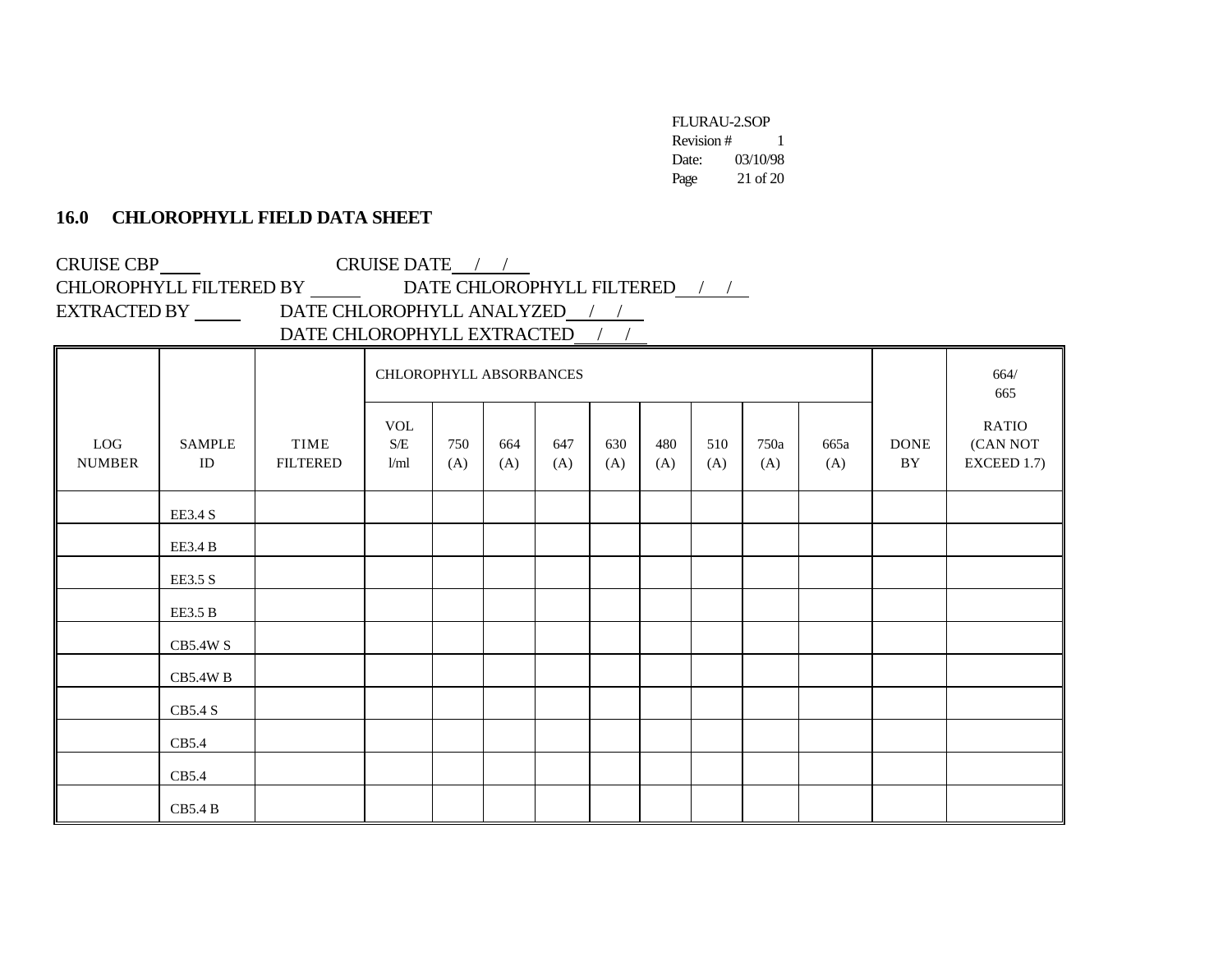## 16.0 CHLOROPHYLL FIELD DATA SHEET

CRUISE CBP\_\_\_\_ CRUISE DATE\_\_/\_\_/\_\_

CHLOROPHYLL FILTERED BY \_\_\_\_\_ DATE CHLOROPHYLL FILTERED\_\_/\_\_/\_\_

EXTRACTED BY \_\_\_\_\_ DATE CHLOROPHYLL ANALYZED\_\_/\_\_/\_\_

DATE CHLOROPHYLL EXTRACTED\_\_/\_\_/\_\_

| LOG NUMBER | SAMPLE ID | TIME FILTERED | CHLOROPHYLL ABSORBANCES | | | | | | | | | DONE BY | 664/ 665 |
|---|---|---|---|---|---|---|---|---|---|---|---|---|---|
| | | | VOL S/E l/ml | 750 (A) | 664 (A) | 647 (A) | 630 (A) | 480 (A) | 510 (A) | 750a (A) | 665a (A) | | RATIO (CAN NOT EXCEED 1.7) |
| | EE3.4 S | | | | | | | | | | | | |
| | EE3.4 B | | | | | | | | | | | | |
| | EE3.5 S | | | | | | | | | | | | |
| | EE3.5 B | | | | | | | | | | | | |
| | CB5.4W S | | | | | | | | | | | | |
| | CB5.4W B | | | | | | | | | | | | |
| | CB5.4 S | | | | | | | | | | | | |
| | CB5.4 | | | | | | | | | | | | |
| | CB5.4 | | | | | | | | | | | | |
| | CB5.4 B | | | | | | | | | | | | |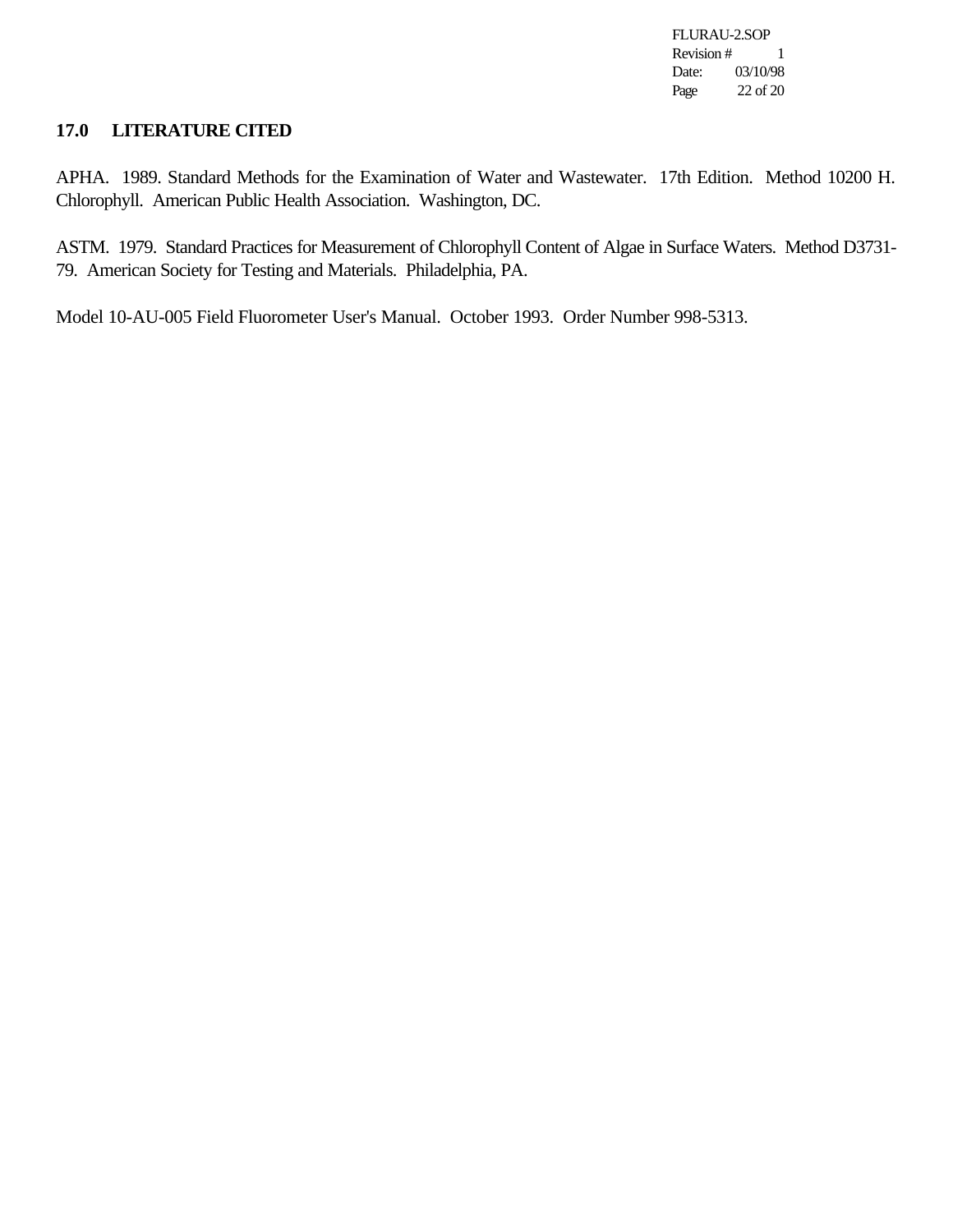## 17.0 LITERATURE CITED

APHA. 1989. Standard Methods for the Examination of Water and Wastewater. 17th Edition. Method 10200 H. Chlorophyll. American Public Health Association. Washington, DC.

ASTM. 1979. Standard Practices for Measurement of Chlorophyll Content of Algae in Surface Waters. Method D3731-79. American Society for Testing and Materials. Philadelphia, PA.

Model 10-AU-005 Field Fluorometer User's Manual. October 1993. Order Number 998-5313.